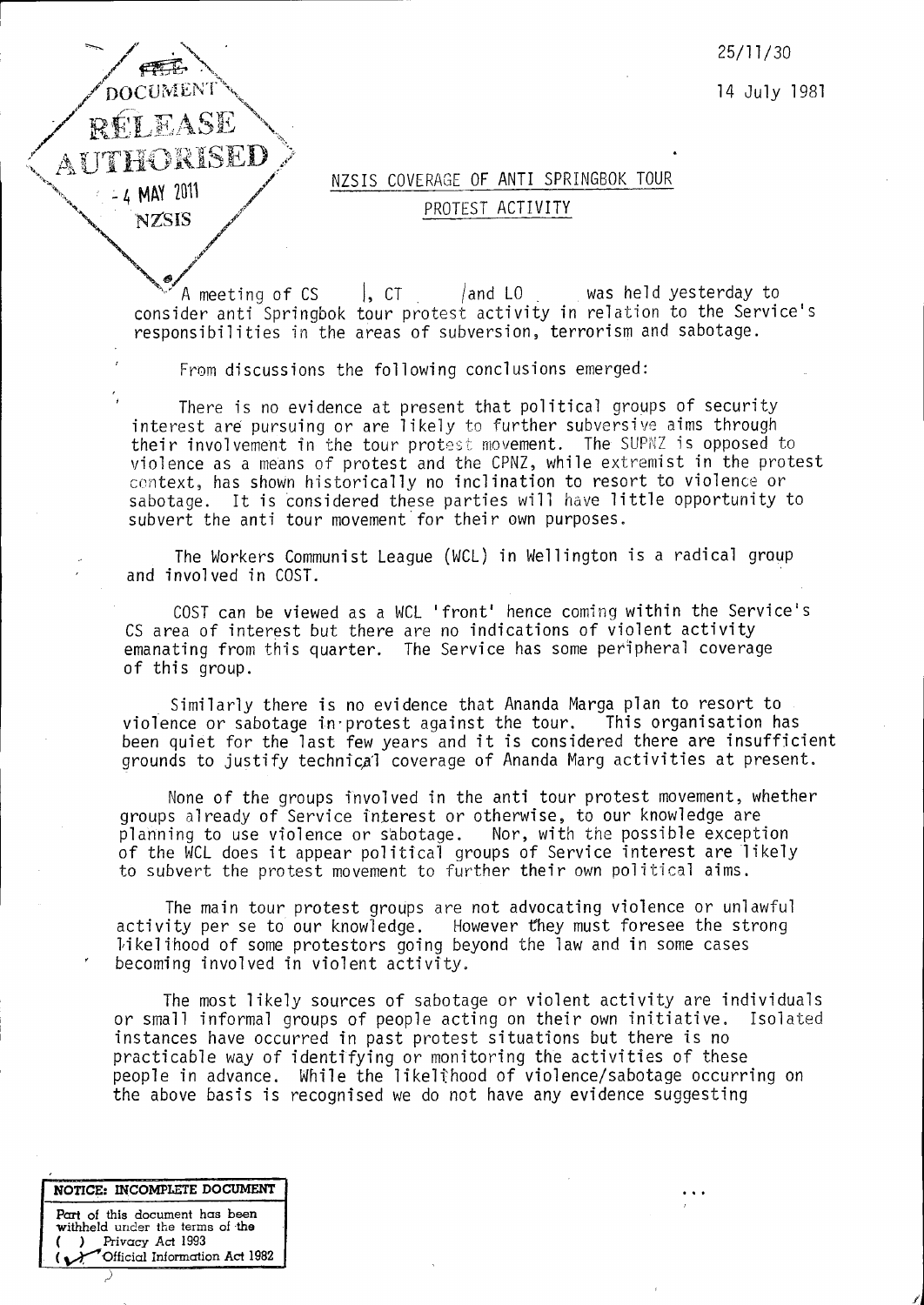FREE DOCUMENT RELEASE AUTHORISED - 4 MAY 2011 NZSIS

25/11/30

14 July 1981

## NZSIS COVERAGE OF ANTI SPRINGBOK TOUR PROTEST ACTIVITY

A meeting of CS |, CT /and LO was held yesterday to consider anti Springbok tour protest activity in relation to the Service's responsibilities in the areas of subversion, terrorism and sabotage.

From discussions the following conclusions emerged:

There is no evidence at present that political groups of security interest are pursuing or are likely to further subversive aims through their involvement in the tour protest movement. The SUPNZ is opposed to violence as a means of protest and the CPNZ, while extremist in the protest context, has shown historically no inclination to resort to violence or sabotage. It is considered these parties will have little opportunity to subvert the anti tour movement for their own purposes.

The Workers Communist League (WCL) in Wellington is a radical group and involved in COST.

COST can be viewed as a WCL 'front' hence coming within the Service's CS area of interest but there are no indications of violent activity emanating from this quarter. The Service has some peripheral coverage of this group.

Similarly there is no evidence that Ananda Marga plan to resort to violence or sabotage in protest against the tour. This organisation has been quiet for the last few years and it is considered there are insufficient grounds to justify technical coverage of Ananda Marg activities at present.

None of the groups involved in the anti tour protest movement, whether groups already of Service interest or otherwise, to our knowledge are planning to use violence or sabotage. Nor, with the possible exception of the WCL does it appear political groups of Service interest are likely to subvert the protest movement to further their own political aims.

The main tour protest groups are not advocating violence or unlawful activity per se to our knowledge. However they must foresee the strong likelihood of some protestors going beyond the law and in some cases becoming involved in violent activity.

The most likely sources of sabotage or violent activity are individuals or small informal groups of people acting on their own initiative. Isolated instances have occurred in past protest situations but there is no practicable way of identifying or monitoring the activities of these people in advance. While the likelihood of violence/sabotage occurring on the above basis is recognised we do not have any evidence suggesting

...

**NOTICE: INCOMPLETE DOCUMENT**

Part of this document has been withheld under the terms of the
( ) Privacy Act 1993
(✓) Official Information Act 1982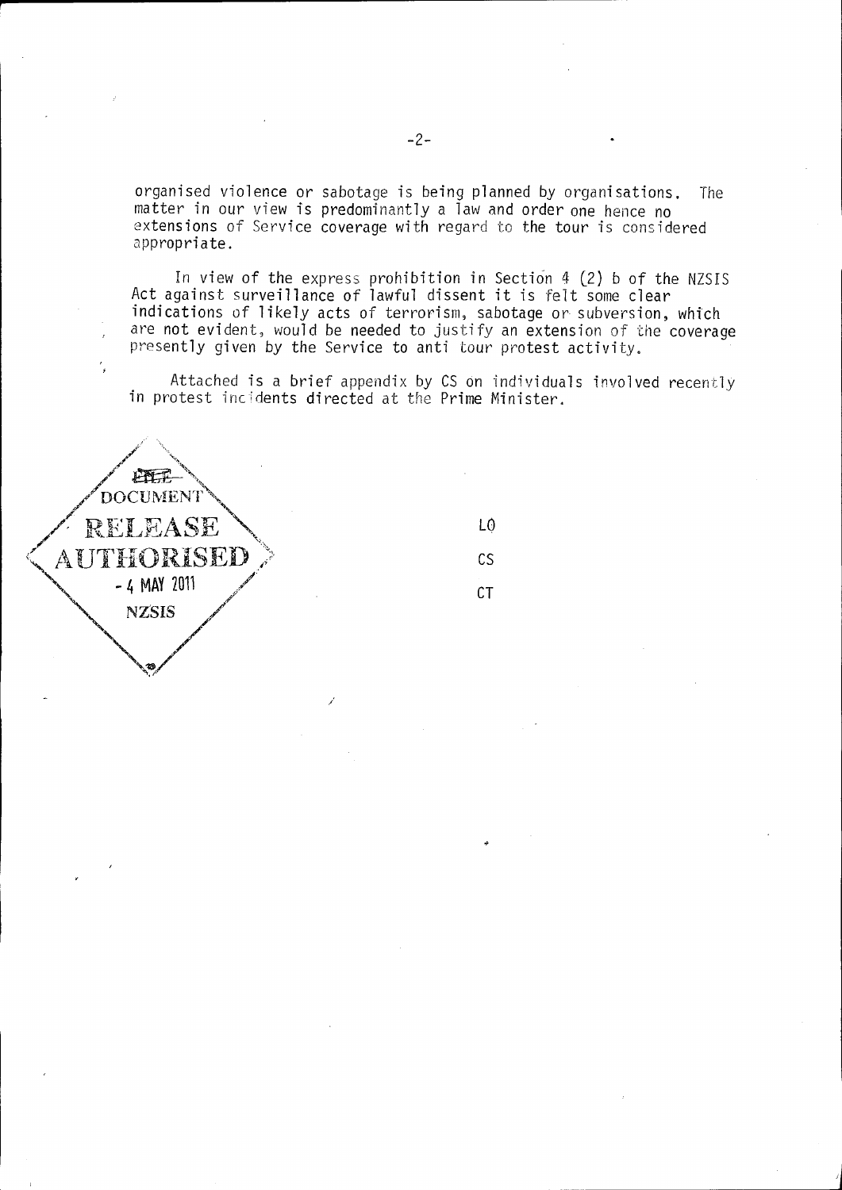organised violence or sabotage is being planned by organisations. The matter in our view is predominantly a law and order one hence no extensions of Service coverage with regard to the tour is considered appropriate.

In view of the express prohibition in Section 4 (2) b of the NZSIS Act against surveillance of lawful dissent it is felt some clear indications of likely acts of terrorism, sabotage or subversion, which are not evident, would be needed to justify an extension of the coverage presently given by the Service to anti tour protest activity.

Attached is a brief appendix by CS on individuals involved recently in protest incidents directed at the Prime Minister.

DOCUMENT RELEASE AUTHORISED - 4 MAY 2011 NZSIS

LO

CS

CT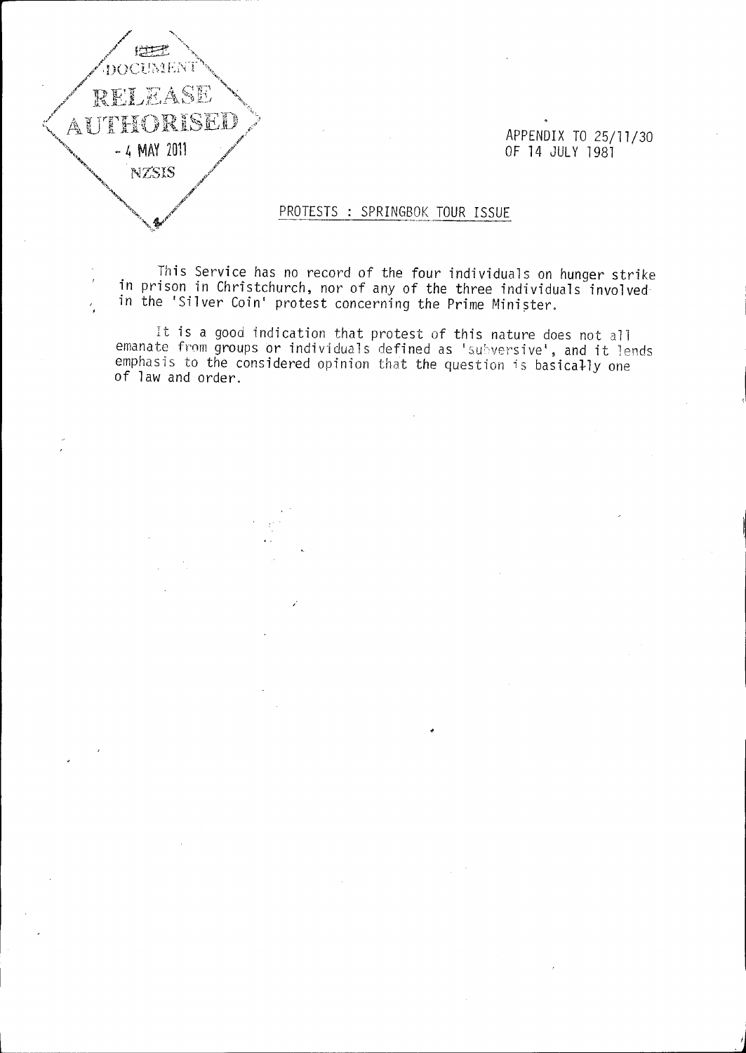DOCUMENT
RELEASE
AUTHORISED
- 4 MAY 2011
NZSIS

APPENDIX TO 25/11/30
OF 14 JULY 1981

PROTESTS : SPRINGBOK TOUR ISSUE

This Service has no record of the four individuals on hunger strike in prison in Christchurch, nor of any of the three individuals involved in the 'Silver Coin' protest concerning the Prime Minister.

It is a good indication that protest of this nature does not all emanate from groups or individuals defined as 'subversive', and it lends emphasis to the considered opinion that the question is basically one of law and order.